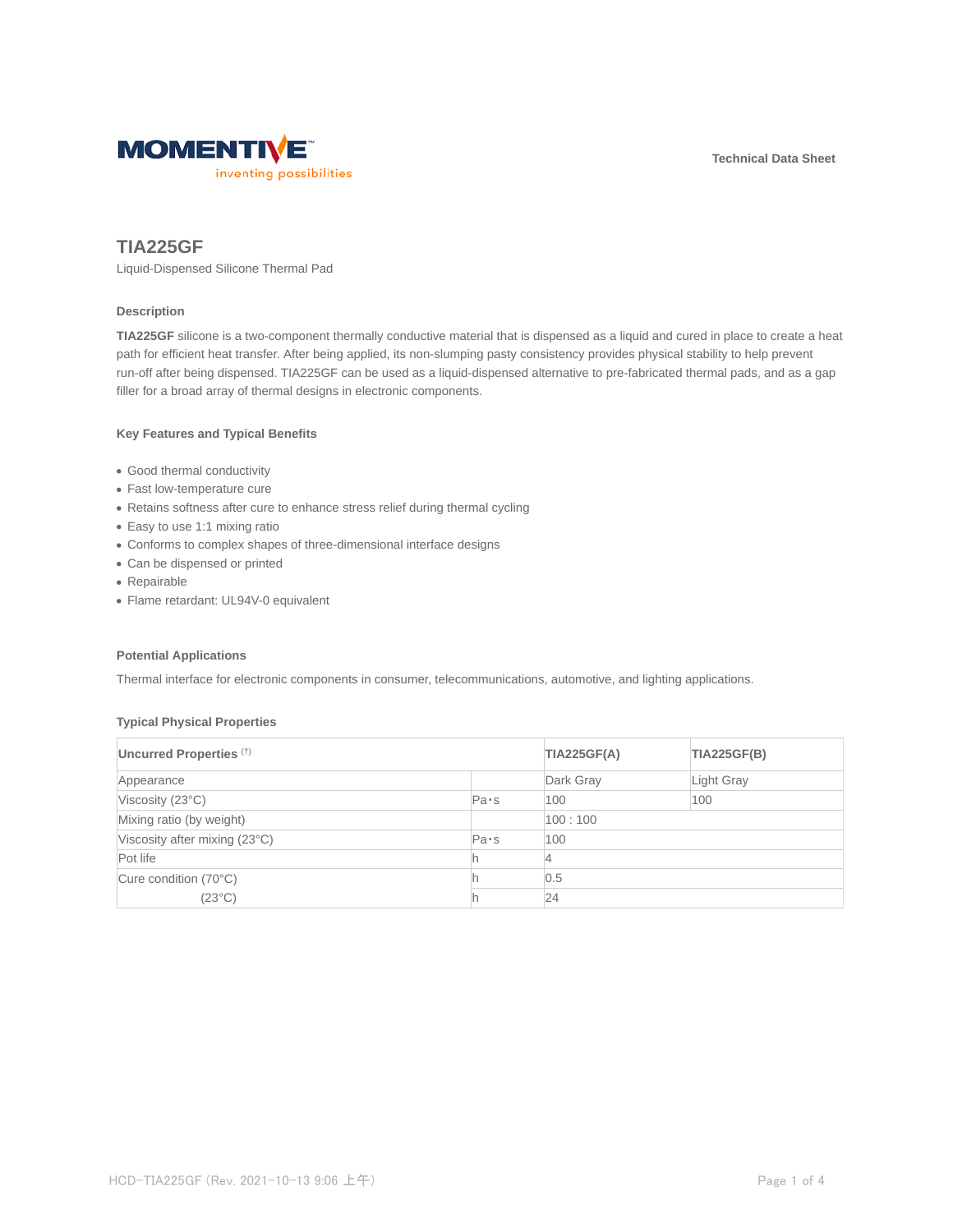MOMENTIVE

inventing possibilities

Technical Data Sheet

# TIA225GF

Liquid-Dispensed Silicone Thermal Pad

### Description

**TIA225GF** silicone is a two-component thermally conductive material that is dispensed as a liquid and cured in place to create a heat path for efficient heat transfer. After being applied, its non-slumping pasty consistency provides physical stability to help prevent run-off after being dispensed. TIA225GF can be used as a liquid-dispensed alternative to pre-fabricated thermal pads, and as a gap filler for a broad array of thermal designs in electronic components.

### Key Features and Typical Benefits

- Good thermal conductivity
- Fast low-temperature cure
- Retains softness after cure to enhance stress relief during thermal cycling
- Easy to use 1:1 mixing ratio
- Conforms to complex shapes of three-dimensional interface designs
- Can be dispensed or printed
- Repairable
- Flame retardant: UL94V-0 equivalent

### Potential Applications

Thermal interface for electronic components in consumer, telecommunications, automotive, and lighting applications.

### Typical Physical Properties

| Uncured Properties (†) | | TIA225GF(A) | TIA225GF(B) |
|---|---|---|---|
| Appearance | | Dark Gray | Light Gray |
| Viscosity (23°C) | Pa･s | 100 | 100 |
| Mixing ratio (by weight) | | 100 : 100 | |
| Viscosity after mixing (23°C) | Pa･s | 100 | |
| Pot life | h | 4 | |
| Cure condition (70°C) | h | 0.5 | |
| (23°C) | h | 24 | |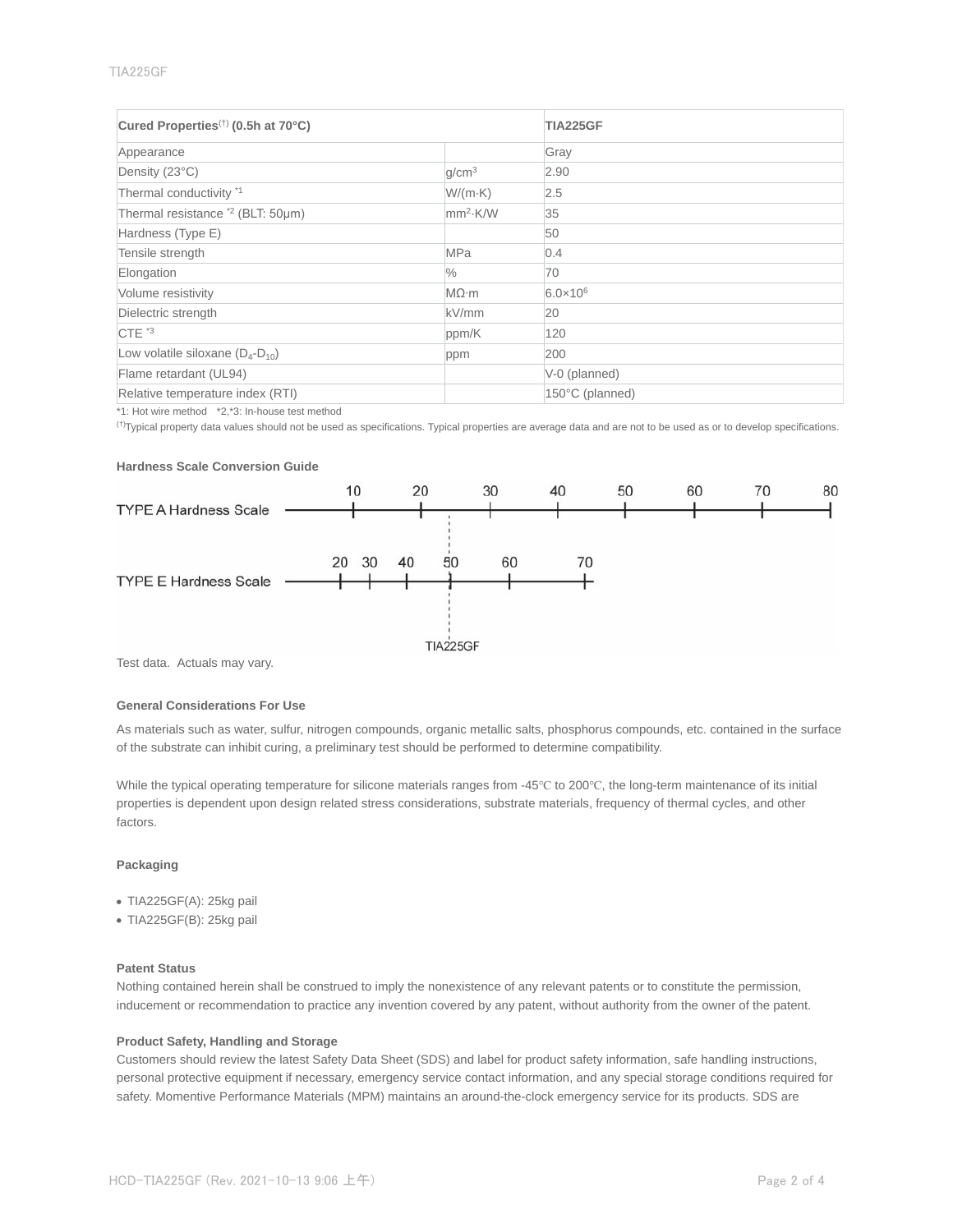| Cured Properties[†] (0.5h at 70°C) | | TIA225GF |
| --- | --- | --- |
| Appearance | | Gray |
| Density (23°C) | $g/cm^3$ | 2.90 |
| Thermal conductivity *1 | W/(m·K) | 2.5 |
| Thermal resistance *2 (BLT: 50μm) | $mm^2$·K/W | 35 |
| Hardness (Type E) | | 50 |
| Tensile strength | MPa | 0.4 |
| Elongation | % | 70 |
| Volume resistivity | MΩ·m | $6.0 \times 10^6$ |
| Dielectric strength | kV/mm | 20 |
| CTE *3 | ppm/K | 120 |
| Low volatile siloxane ($D_4$-$D_{10}$) | ppm | 200 |
| Flame retardant (UL94) | | V-0 (planned) |
| Relative temperature index (RTI) | | 150°C (planned) |

*1: Hot wire method *2,*3: In-house test method

[†]Typical property data values should not be used as specifications. Typical properties are average data and are not to be used as or to develop specifications.

**Hardness Scale Conversion Guide**

TYPE A Hardness Scale: 10, 20, 30, 40, 50, 60, 70, 80

TYPE E Hardness Scale: 20, 30, 40, 50, 60, 70

TIA225GF

Test data. Actuals may vary.

**General Considerations For Use**

As materials such as water, sulfur, nitrogen compounds, organic metallic salts, phosphorus compounds, etc. contained in the surface of the substrate can inhibit curing, a preliminary test should be performed to determine compatibility.

While the typical operating temperature for silicone materials ranges from -45℃ to 200℃, the long-term maintenance of its initial properties is dependent upon design related stress considerations, substrate materials, frequency of thermal cycles, and other factors.

**Packaging**

- TIA225GF(A): 25kg pail
- TIA225GF(B): 25kg pail

**Patent Status**

Nothing contained herein shall be construed to imply the nonexistence of any relevant patents or to constitute the permission, inducement or recommendation to practice any invention covered by any patent, without authority from the owner of the patent.

**Product Safety, Handling and Storage**

Customers should review the latest Safety Data Sheet (SDS) and label for product safety information, safe handling instructions, personal protective equipment if necessary, emergency service contact information, and any special storage conditions required for safety. Momentive Performance Materials (MPM) maintains an around-the-clock emergency service for its products. SDS are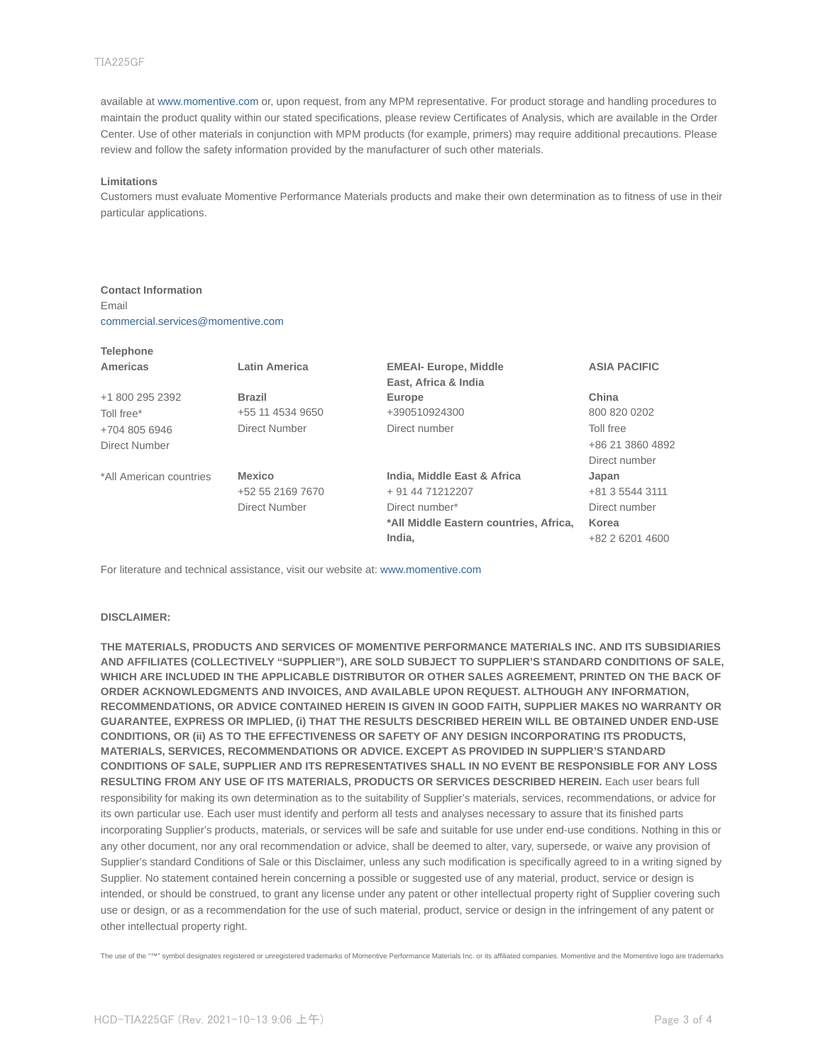available at www.momentive.com or, upon request, from any MPM representative. For product storage and handling procedures to maintain the product quality within our stated specifications, please review Certificates of Analysis, which are available in the Order Center. Use of other materials in conjunction with MPM products (for example, primers) may require additional precautions. Please review and follow the safety information provided by the manufacturer of such other materials.

**Limitations**

Customers must evaluate Momentive Performance Materials products and make their own determination as to fitness of use in their particular applications.

**Contact Information**

Email

commercial.services@momentive.com

**Telephone**

| **Americas** | **Latin America** | **EMEAI- Europe, Middle East, Africa & India** | **ASIA PACIFIC** |
|---|---|---|---|
| +1 800 295 2392<br>Toll free*<br>+704 805 6946<br>Direct Number | **Brazil**<br>+55 11 4534 9650<br>Direct Number | **Europe**<br>+390510924300<br>Direct number | **China**<br>800 820 0202<br>Toll free<br>+86 21 3860 4892<br>Direct number |
| *All American countries | **Mexico**<br>+52 55 2169 7670<br>Direct Number | **India, Middle East & Africa**<br>+ 91 44 71212207<br>Direct number*<br>**\*All Middle Eastern countries, Africa, India,** | **Japan**<br>+81 3 5544 3111<br>Direct number<br>**Korea**<br>+82 2 6201 4600 |

For literature and technical assistance, visit our website at: www.momentive.com

**DISCLAIMER:**

**THE MATERIALS, PRODUCTS AND SERVICES OF MOMENTIVE PERFORMANCE MATERIALS INC. AND ITS SUBSIDIARIES AND AFFILIATES (COLLECTIVELY "SUPPLIER"), ARE SOLD SUBJECT TO SUPPLIER'S STANDARD CONDITIONS OF SALE, WHICH ARE INCLUDED IN THE APPLICABLE DISTRIBUTOR OR OTHER SALES AGREEMENT, PRINTED ON THE BACK OF ORDER ACKNOWLEDGMENTS AND INVOICES, AND AVAILABLE UPON REQUEST. ALTHOUGH ANY INFORMATION, RECOMMENDATIONS, OR ADVICE CONTAINED HEREIN IS GIVEN IN GOOD FAITH, SUPPLIER MAKES NO WARRANTY OR GUARANTEE, EXPRESS OR IMPLIED, (i) THAT THE RESULTS DESCRIBED HEREIN WILL BE OBTAINED UNDER END-USE CONDITIONS, OR (ii) AS TO THE EFFECTIVENESS OR SAFETY OF ANY DESIGN INCORPORATING ITS PRODUCTS, MATERIALS, SERVICES, RECOMMENDATIONS OR ADVICE. EXCEPT AS PROVIDED IN SUPPLIER'S STANDARD CONDITIONS OF SALE, SUPPLIER AND ITS REPRESENTATIVES SHALL IN NO EVENT BE RESPONSIBLE FOR ANY LOSS RESULTING FROM ANY USE OF ITS MATERIALS, PRODUCTS OR SERVICES DESCRIBED HEREIN.** Each user bears full responsibility for making its own determination as to the suitability of Supplier's materials, services, recommendations, or advice for its own particular use. Each user must identify and perform all tests and analyses necessary to assure that its finished parts incorporating Supplier's products, materials, or services will be safe and suitable for use under end-use conditions. Nothing in this or any other document, nor any oral recommendation or advice, shall be deemed to alter, vary, supersede, or waive any provision of Supplier's standard Conditions of Sale or this Disclaimer, unless any such modification is specifically agreed to in a writing signed by Supplier. No statement contained herein concerning a possible or suggested use of any material, product, service or design is intended, or should be construed, to grant any license under any patent or other intellectual property right of Supplier covering such use or design, or as a recommendation for the use of such material, product, service or design in the infringement of any patent or other intellectual property right.

The use of the "™" symbol designates registered or unregistered trademarks of Momentive Performance Materials Inc. or its affiliated companies. Momentive and the Momentive logo are trademarks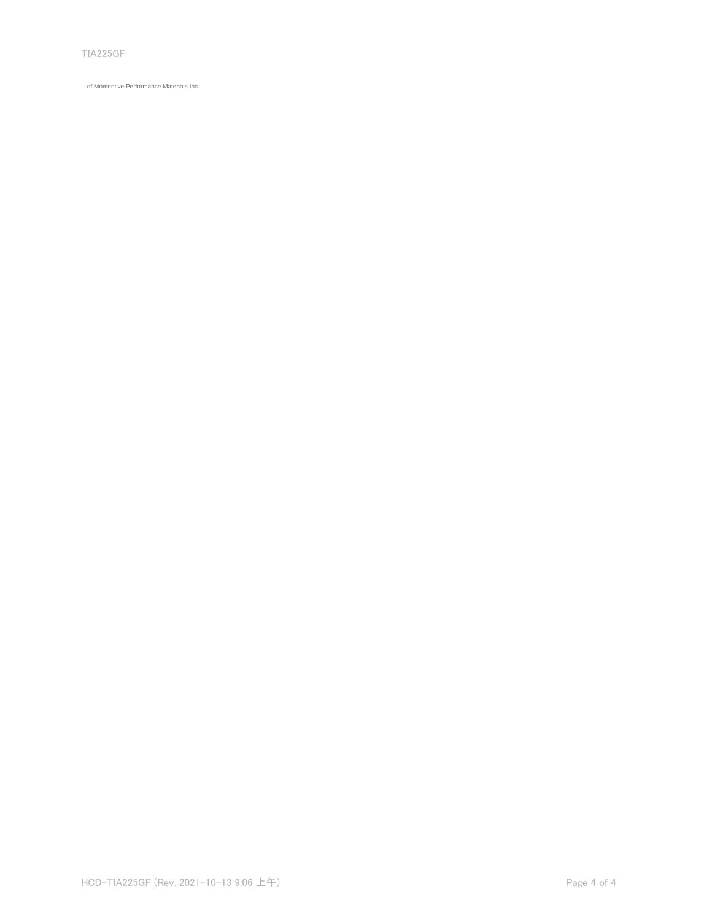of Momentive Performance Materials Inc.